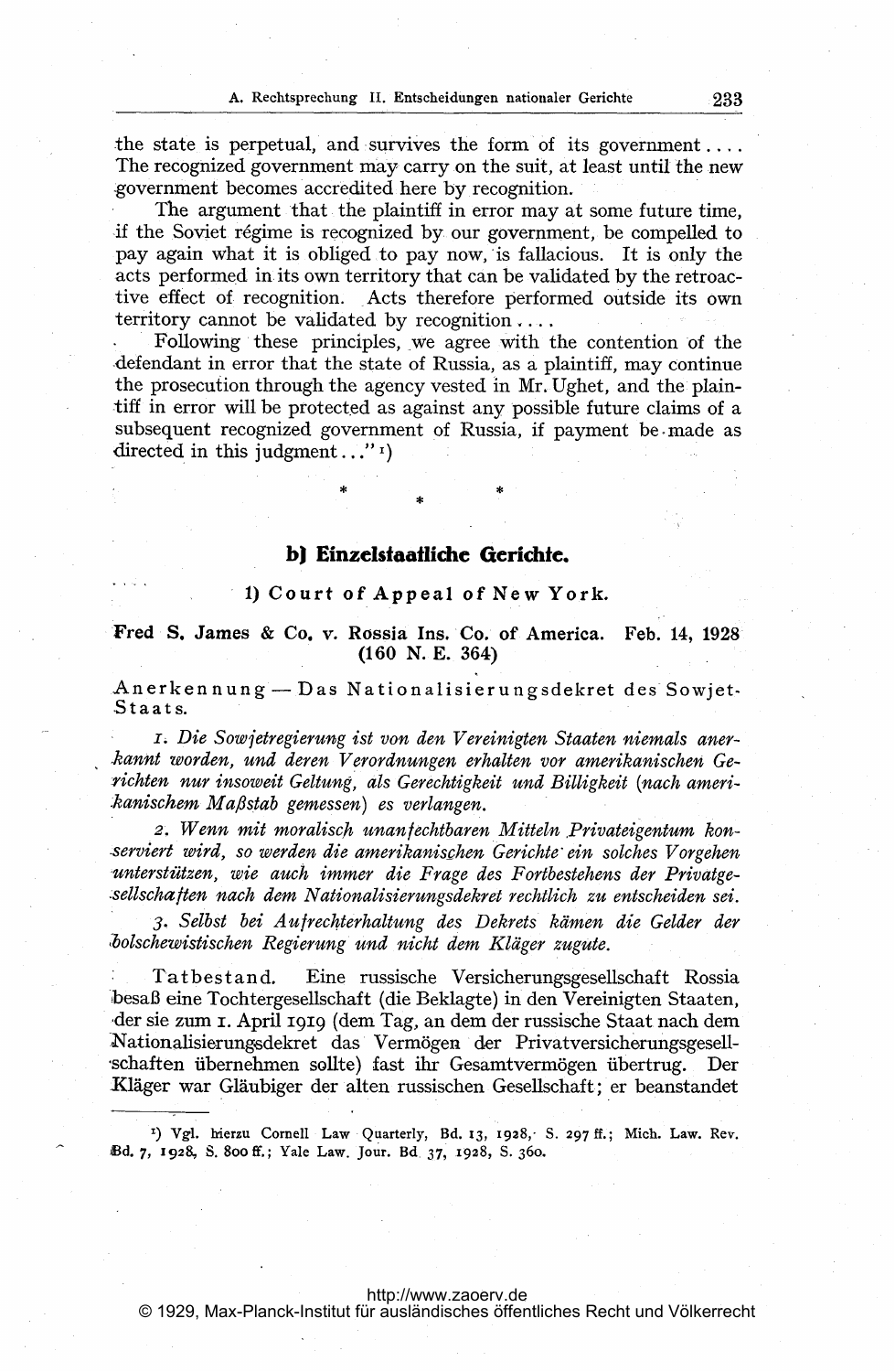the state is perpetual, and survives the form of its government.... The recognized government may carry on the suit, at least until the new government becomes accredited here by recognition.

The argument that the plaintiff in error may at some future time, if the Soviet régime is recognized by our government, be compelled to pay again what it is obliged to pay now, is fallacious. It is only the acts performed in its own territory that can be validated by the retroactive effect of recognition. Acts therefore performed outside its own territory cannot be validated by recognition....

Following these principles, we agree with the contention of the defendant in error that the state of Russia, as a plaintiff, may continue the prosecution through the agency vested in Mr. Ughet, and the plaintiff in error will be protected as against any possible future claims of a subsequent recognized government of Russia, if payment be made as directed in this judgment..." [1])

\* \* \*

## b) Einzelstaatliche Gerichte.

### 1) Court of Appeal of New York.

**Fred S. James & Co. v. Rossia Ins. Co. of America. Feb. 14, 1928 (160 N. E. 364)**

Anerkennung — Das Nationalisierungsdekret des Sowjet-Staats.

1. *Die Sowjetregierung ist von den Vereinigten Staaten niemals anerkannt worden, und deren Verordnungen erhalten vor amerikanischen Gerichten nur insoweit Geltung, als Gerechtigkeit und Billigkeit (nach amerikanischem Maßstab gemessen) es verlangen.*

2. *Wenn mit moralisch unanfechtbaren Mitteln Privateigentum konserviert wird, so werden die amerikanischen Gerichte ein solches Vorgehen unterstützen, wie auch immer die Frage des Fortbestehens der Privatgesellschaften nach dem Nationalisierungsdekret rechtlich zu entscheiden sei.*

3. *Selbst bei Aufrechterhaltung des Dekrets kämen die Gelder der bolschewistischen Regierung und nicht dem Kläger zugute.*

Tatbestand. Eine russische Versicherungsgesellschaft Rossia besaß eine Tochtergesellschaft (die Beklagte) in den Vereinigten Staaten, der sie zum 1. April 1919 (dem Tag, an dem der russische Staat nach dem Nationalisierungsdekret das Vermögen der Privatversicherungsgesellschaften übernehmen sollte) fast ihr Gesamtvermögen übertrug. Der Kläger war Gläubiger der alten russischen Gesellschaft; er beanstandet

[1]) Vgl. hierzu Cornell Law Quarterly, Bd. 13, 1928, S. 297 ff.; Mich. Law. Rev. Bd. 7, 1928, S. 800 ff.; Yale Law. Jour. Bd. 37, 1928, S. 360.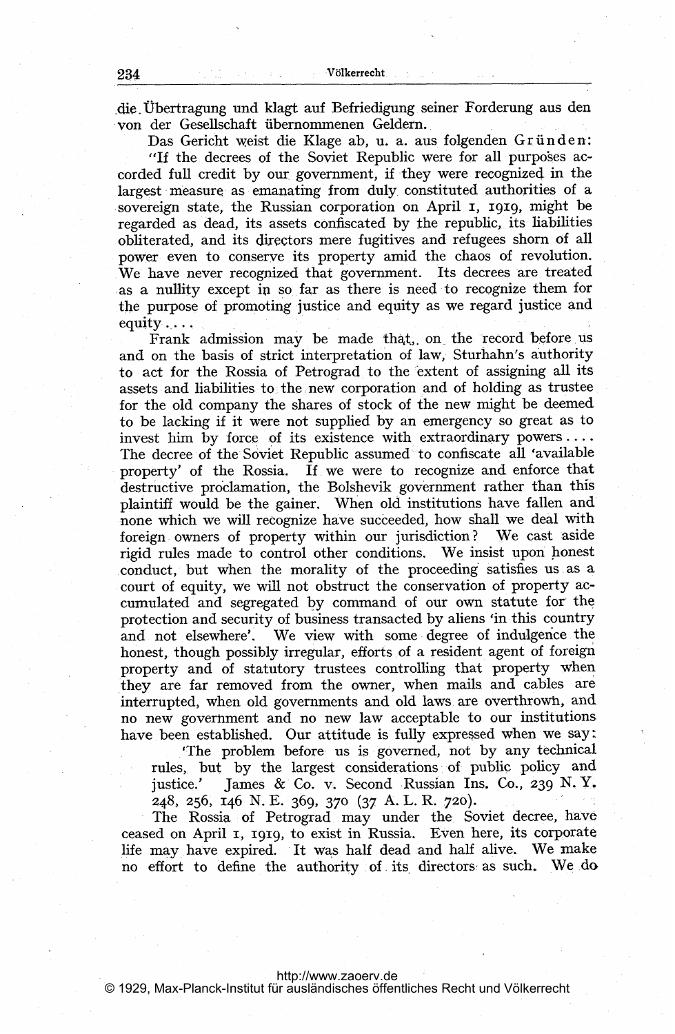die Übertragung und klagt auf Befriedigung seiner Forderung aus den von der Gesellschaft übernommenen Geldern.

Das Gericht weist die Klage ab, u. a. aus folgenden Gründen:

"If the decrees of the Soviet Republic were for all purposes accorded full credit by our government, if they were recognized in the largest measure as emanating from duly constituted authorities of a sovereign state, the Russian corporation on April 1, 1919, might be regarded as dead, its assets confiscated by the republic, its liabilities obliterated, and its directors mere fugitives and refugees shorn of all power even to conserve its property amid the chaos of revolution. We have never recognized that government. Its decrees are treated as a nullity except in so far as there is need to recognize them for the purpose of promoting justice and equity as we regard justice and equity....

Frank admission may be made that, on the record before us and on the basis of strict interpretation of law, Sturhahn's authority to act for the Rossia of Petrograd to the extent of assigning all its assets and liabilities to the new corporation and of holding as trustee for the old company the shares of stock of the new might be deemed to be lacking if it were not supplied by an emergency so great as to invest him by force of its existence with extraordinary powers.... The decree of the Soviet Republic assumed to confiscate all 'available property' of the Rossia. If we were to recognize and enforce that destructive proclamation, the Bolshevik government rather than this plaintiff would be the gainer. When old institutions have fallen and none which we will recognize have succeeded, how shall we deal with foreign owners of property within our jurisdiction? We cast aside rigid rules made to control other conditions. We insist upon honest conduct, but when the morality of the proceeding satisfies us as a court of equity, we will not obstruct the conservation of property accumulated and segregated by command of our own statute for the protection and security of business transacted by aliens 'in this country and not elsewhere'. We view with some degree of indulgence the honest, though possibly irregular, efforts of a resident agent of foreign property and of statutory trustees controlling that property when they are far removed from the owner, when mails and cables are interrupted, when old governments and old laws are overthrown, and no new government and no new law acceptable to our institutions have been established. Our attitude is fully expressed when we say:

> 'The problem before us is governed, not by any technical rules, but by the largest considerations of public policy and justice.' James & Co. v. Second Russian Ins. Co., 239 N. Y. 248, 256, 146 N. E. 369, 370 (37 A. L. R. 720).

The Rossia of Petrograd may under the Soviet decree, have ceased on April 1, 1919, to exist in Russia. Even here, its corporate life may have expired. It was half dead and half alive. We make no effort to define the authority of its directors as such. We do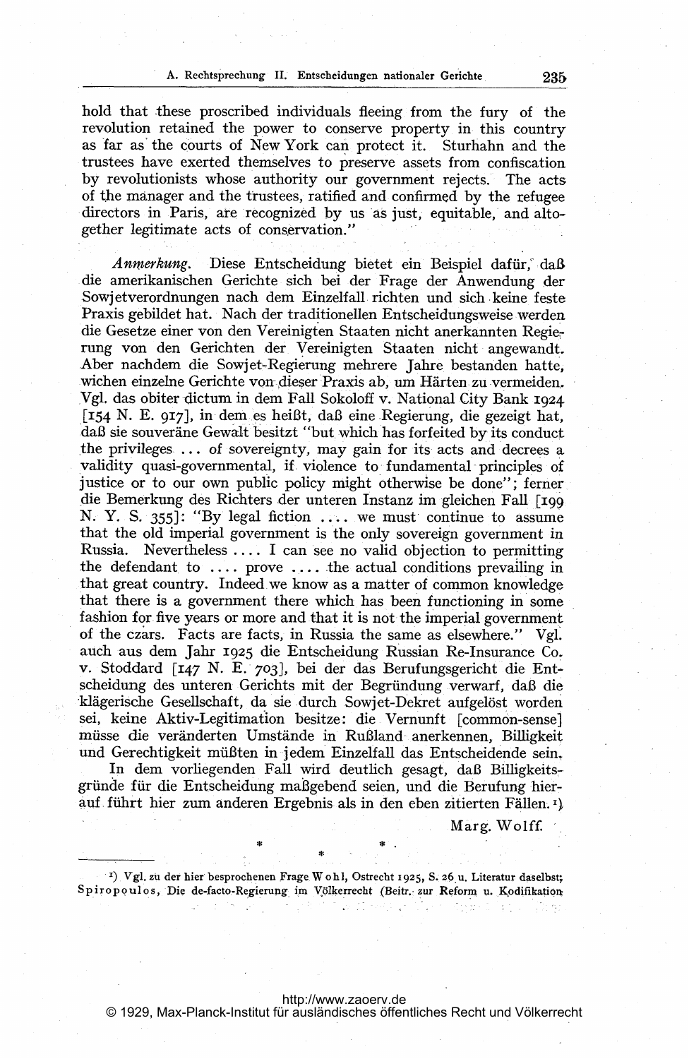hold that these proscribed individuals fleeing from the fury of the revolution retained the power to conserve property in this country as far as the courts of New York can protect it. Sturhahn and the trustees have exerted themselves to preserve assets from confiscation by revolutionists whose authority our government rejects. The acts of the manager and the trustees, ratified and confirmed by the refugee directors in Paris, are recognized by us as just, equitable, and altogether legitimate acts of conservation."

*Anmerkung*. Diese Entscheidung bietet ein Beispiel dafür, daß die amerikanischen Gerichte sich bei der Frage der Anwendung der Sowjetverordnungen nach dem Einzelfall richten und sich keine feste Praxis gebildet hat. Nach der traditionellen Entscheidungsweise werden die Gesetze einer von den Vereinigten Staaten nicht anerkannten Regierung von den Gerichten der Vereinigten Staaten nicht angewandt. Aber nachdem die Sowjet-Regierung mehrere Jahre bestanden hatte, wichen einzelne Gerichte von dieser Praxis ab, um Härten zu vermeiden. Vgl. das obiter dictum in dem Fall Sokoloff v. National City Bank 1924 [154 N. E. 917], in dem es heißt, daß eine Regierung, die gezeigt hat, daß sie souveräne Gewalt besitzt "but which has forfeited by its conduct the privileges ... of sovereignty, may gain for its acts and decrees a validity quasi-governmental, if violence to fundamental principles of justice or to our own public policy might otherwise be done"; ferner die Bemerkung des Richters der unteren Instanz im gleichen Fall [199 N. Y. S. 355]: "By legal fiction .... we must continue to assume that the old imperial government is the only sovereign government in Russia. Nevertheless .... I can see no valid objection to permitting the defendant to .... prove .... the actual conditions prevailing in that great country. Indeed we know as a matter of common knowledge that there is a government there which has been functioning in some fashion for five years or more and that it is not the imperial government of the czars. Facts are facts, in Russia the same as elsewhere." Vgl. auch aus dem Jahr 1925 die Entscheidung Russian Re-Insurance Co. v. Stoddard [147 N. E. 703], bei der das Berufungsgericht die Entscheidung des unteren Gerichts mit der Begründung verwarf, daß die klägerische Gesellschaft, da sie durch Sowjet-Dekret aufgelöst worden sei, keine Aktiv-Legitimation besitze: die Vernunft [common-sense] müsse die veränderten Umstände in Rußland anerkennen, Billigkeit und Gerechtigkeit müßten in jedem Einzelfall das Entscheidende sein.

In dem vorliegenden Fall wird deutlich gesagt, daß Billigkeitsgründe für die Entscheidung maßgebend seien, und die Berufung hierauf führt hier zum anderen Ergebnis als in den eben zitierten Fällen.[1]

Marg. Wolff.

\* \* \*

[1] Vgl. zu der hier besprochenen Frage Wohl, Ostrecht 1925, S. 26 u. Literatur daselbst; Spiropoulos, Die de-facto-Regierung im Völkerrecht (Beitr. zur Reform u. Kodifikation